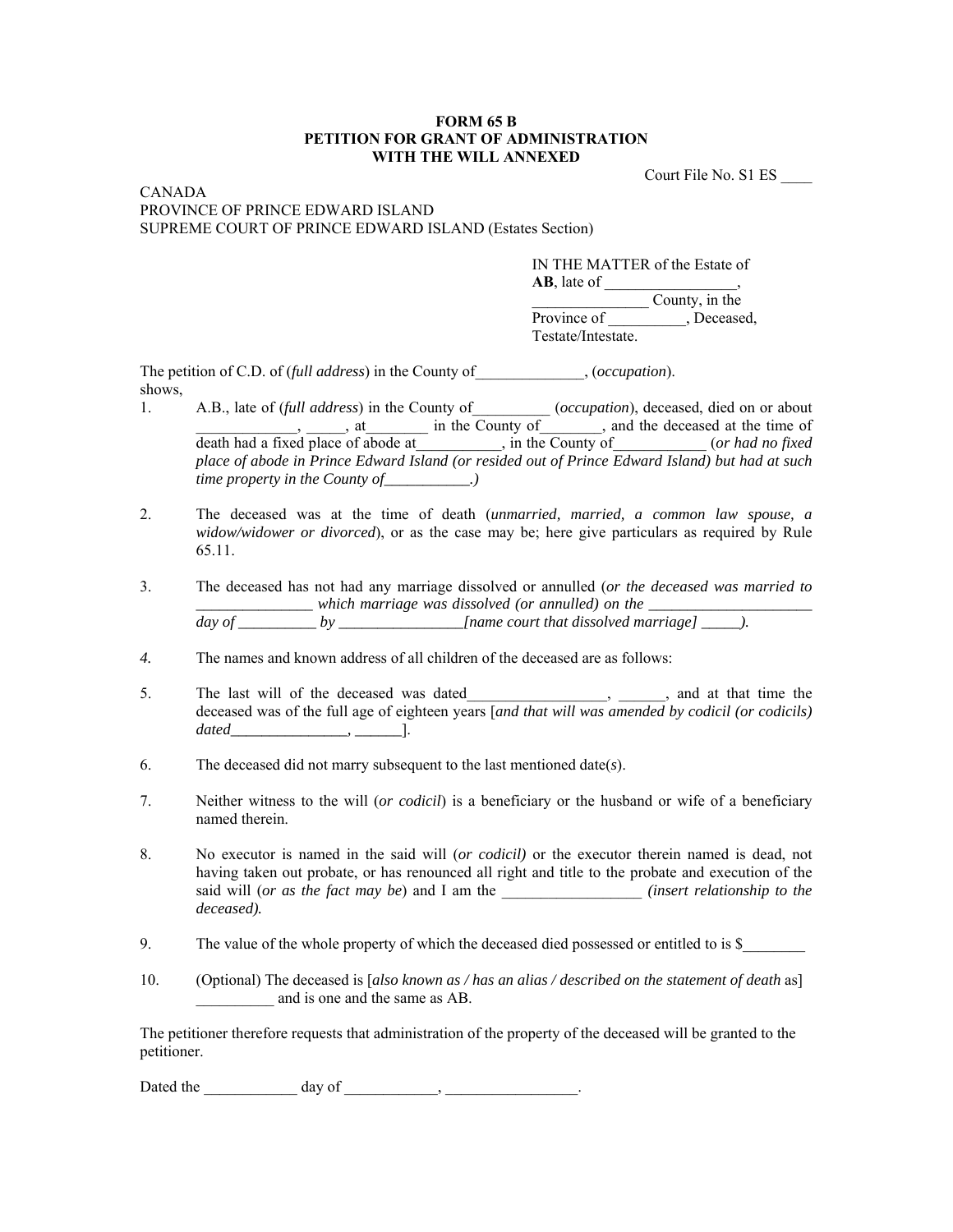**FORM 65 B**
**PETITION FOR GRANT OF ADMINISTRATION**
**WITH THE WILL ANNEXED**

Court File No. S1 ES ____

CANADA
PROVINCE OF PRINCE EDWARD ISLAND
SUPREME COURT OF PRINCE EDWARD ISLAND (Estates Section)

IN THE MATTER of the Estate of **AB**, late of _________________, _______________ County, in the Province of __________, Deceased, Testate/Intestate.

The petition of C.D. of (*full address*) in the County of______________, (*occupation*). shows,

1. A.B., late of (*full address*) in the County of__________ (*occupation*), deceased, died on or about _____________, _____, at________ in the County of________, and the deceased at the time of death had a fixed place of abode at___________, in the County of____________ (*or had no fixed place of abode in Prince Edward Island (or resided out of Prince Edward Island) but had at such time property in the County of___________.)*

2. The deceased was at the time of death (*unmarried, married, a common law spouse, a widow/widower or divorced*), or as the case may be; here give particulars as required by Rule 65.11.

3. The deceased has not had any marriage dissolved or annulled (*or the deceased was married to _______________ which marriage was dissolved (or annulled) on the _____________________ day of __________ by ________________[name court that dissolved marriage] _____).*

4. The names and known address of all children of the deceased are as follows:

5. The last will of the deceased was dated__________________, ______, and at that time the deceased was of the full age of eighteen years [*and that will was amended by codicil (or codicils) dated_______________, ______*].

6. The deceased did not marry subsequent to the last mentioned date(*s*).

7. Neither witness to the will (*or codicil*) is a beneficiary or the husband or wife of a beneficiary named therein.

8. No executor is named in the said will (*or codicil)* or the executor therein named is dead, not having taken out probate, or has renounced all right and title to the probate and execution of the said will (*or as the fact may be*) and I am the __________________ *(insert relationship to the deceased).*

9. The value of the whole property of which the deceased died possessed or entitled to is $________

10. (Optional) The deceased is [*also known as / has an alias / described on the statement of death* as] __________ and is one and the same as AB.

The petitioner therefore requests that administration of the property of the deceased will be granted to the petitioner.

Dated the ____________ day of ____________, _________________.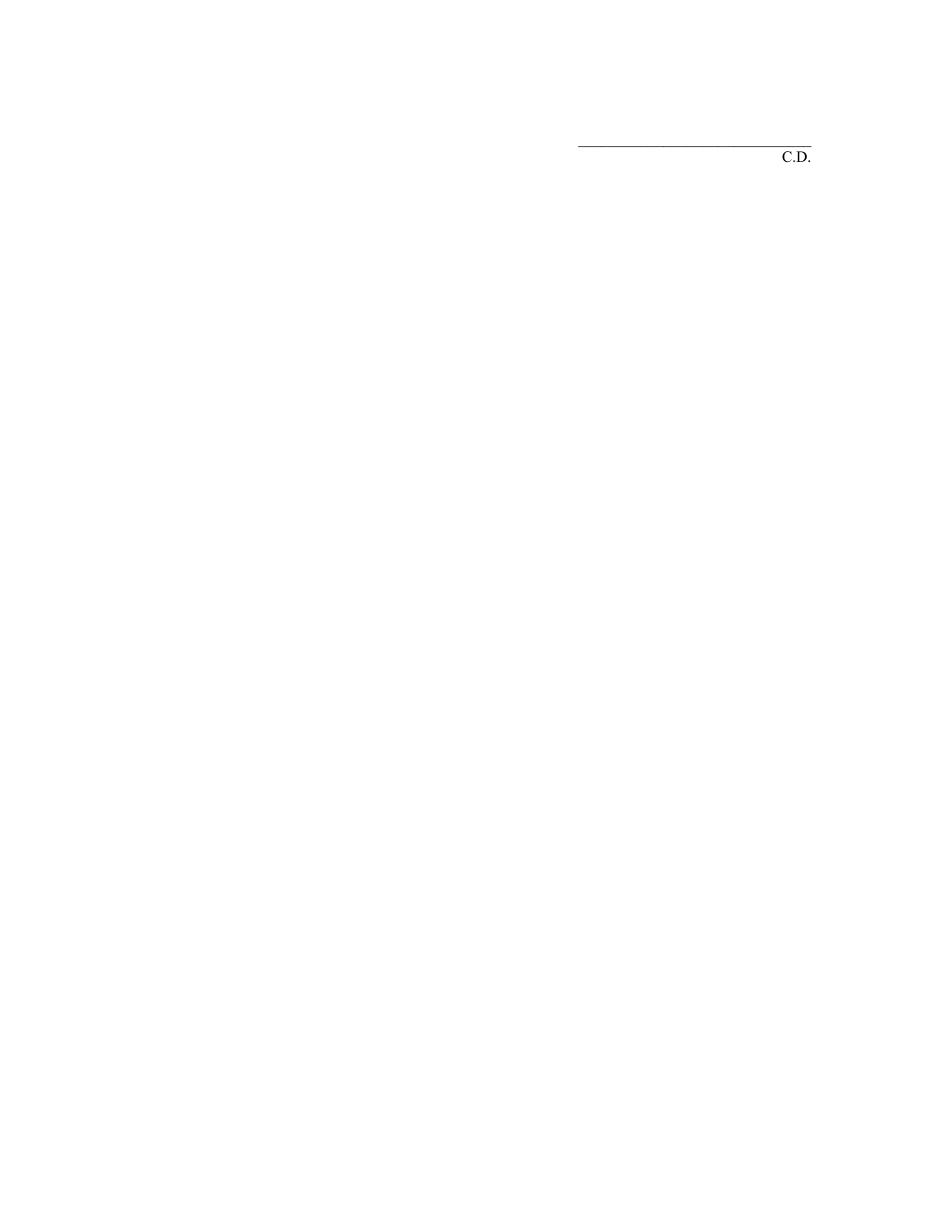______________________________

C.D.